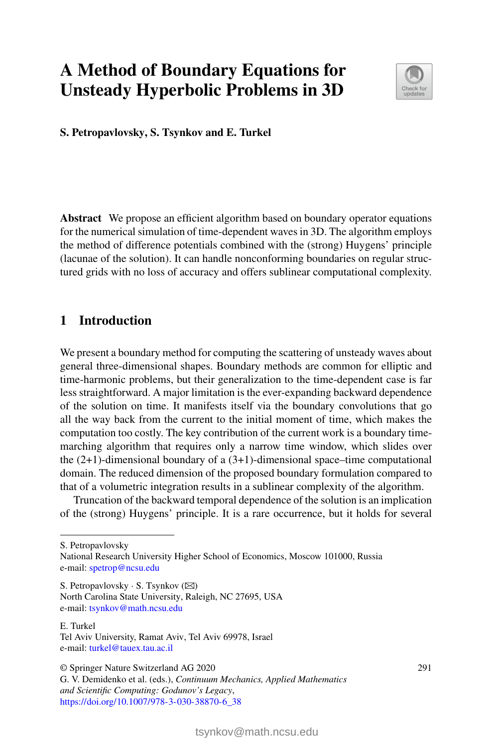# A Method of Boundary Equations for Unsteady Hyperbolic Problems in 3D

**S. Petropavlovsky, S. Tsynkov and E. Turkel**

**Abstract** We propose an efficient algorithm based on boundary operator equations for the numerical simulation of time-dependent waves in 3D. The algorithm employs the method of difference potentials combined with the (strong) Huygens' principle (lacunae of the solution). It can handle nonconforming boundaries on regular structured grids with no loss of accuracy and offers sublinear computational complexity.

## 1 Introduction

We present a boundary method for computing the scattering of unsteady waves about general three-dimensional shapes. Boundary methods are common for elliptic and time-harmonic problems, but their generalization to the time-dependent case is far less straightforward. A major limitation is the ever-expanding backward dependence of the solution on time. It manifests itself via the boundary convolutions that go all the way back from the current to the initial moment of time, which makes the computation too costly. The key contribution of the current work is a boundary time-marching algorithm that requires only a narrow time window, which slides over the (2+1)-dimensional boundary of a (3+1)-dimensional space–time computational domain. The reduced dimension of the proposed boundary formulation compared to that of a volumetric integration results in a sublinear complexity of the algorithm.

Truncation of the backward temporal dependence of the solution is an implication of the (strong) Huygens' principle. It is a rare occurrence, but it holds for several

---

S. Petropavlovsky
National Research University Higher School of Economics, Moscow 101000, Russia
e-mail: spetrop@ncsu.edu

S. Petropavlovsky · S. Tsynkov (✉)
North Carolina State University, Raleigh, NC 27695, USA
e-mail: tsynkov@math.ncsu.edu

E. Turkel
Tel Aviv University, Ramat Aviv, Tel Aviv 69978, Israel
e-mail: turkel@tauex.tau.ac.il

© Springer Nature Switzerland AG 2020
G. V. Demidenko et al. (eds.), *Continuum Mechanics, Applied Mathematics and Scientific Computing: Godunov's Legacy*,
https://doi.org/10.1007/978-3-030-38870-6_38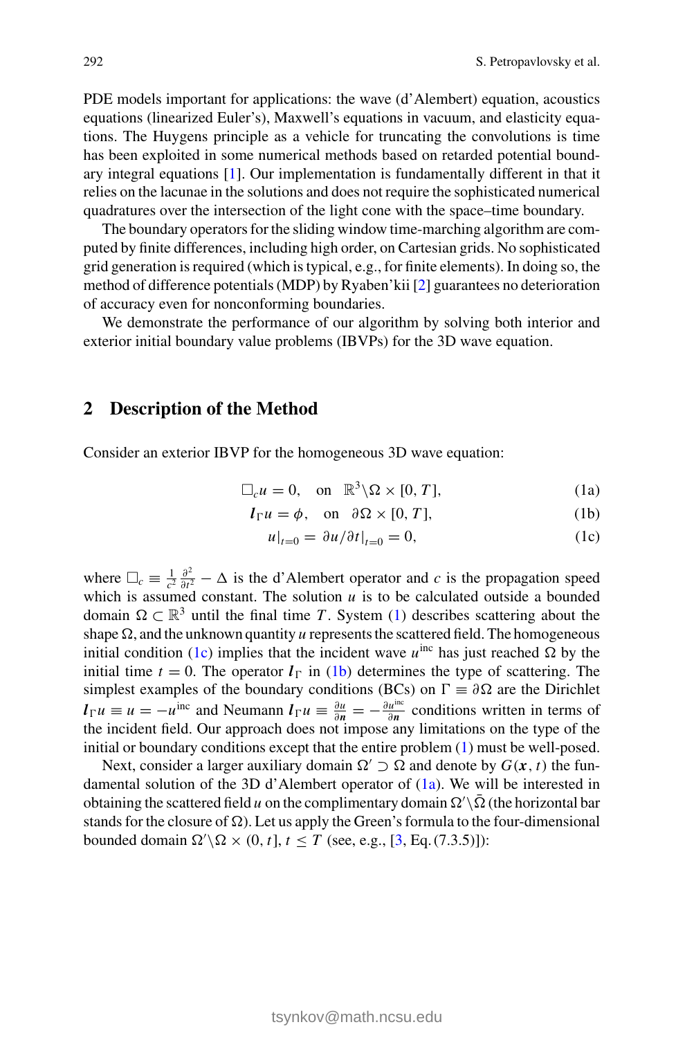PDE models important for applications: the wave (d'Alembert) equation, acoustics equations (linearized Euler's), Maxwell's equations in vacuum, and elasticity equations. The Huygens principle as a vehicle for truncating the convolutions is time has been exploited in some numerical methods based on retarded potential boundary integral equations [1]. Our implementation is fundamentally different in that it relies on the lacunae in the solutions and does not require the sophisticated numerical quadratures over the intersection of the light cone with the space–time boundary.

The boundary operators for the sliding window time-marching algorithm are computed by finite differences, including high order, on Cartesian grids. No sophisticated grid generation is required (which is typical, e.g., for finite elements). In doing so, the method of difference potentials (MDP) by Ryaben'kii [2] guarantees no deterioration of accuracy even for nonconforming boundaries.

We demonstrate the performance of our algorithm by solving both interior and exterior initial boundary value problems (IBVPs) for the 3D wave equation.

## 2 Description of the Method

Consider an exterior IBVP for the homogeneous 3D wave equation:

$$\Box_c u = 0, \quad \text{on} \quad \mathbb{R}^3 \backslash \Omega \times [0, T], \tag{1a}$$

$$\boldsymbol{l}_\Gamma u = \phi, \quad \text{on} \quad \partial\Omega \times [0, T], \tag{1b}$$

$$u|_{t=0} = \partial u/\partial t|_{t=0} = 0, \tag{1c}$$

where $\Box_c \equiv \frac{1}{c^2}\frac{\partial^2}{\partial t^2} - \Delta$ is the d'Alembert operator and $c$ is the propagation speed which is assumed constant. The solution $u$ is to be calculated outside a bounded domain $\Omega \subset \mathbb{R}^3$ until the final time $T$. System (1) describes scattering about the shape $\Omega$, and the unknown quantity $u$ represents the scattered field. The homogeneous initial condition (1c) implies that the incident wave $u^{\text{inc}}$ has just reached $\Omega$ by the initial time $t = 0$. The operator $\boldsymbol{l}_\Gamma$ in (1b) determines the type of scattering. The simplest examples of the boundary conditions (BCs) on $\Gamma \equiv \partial\Omega$ are the Dirichlet $\boldsymbol{l}_\Gamma u \equiv u = -u^{\text{inc}}$ and Neumann $\boldsymbol{l}_\Gamma u \equiv \frac{\partial u}{\partial \boldsymbol{n}} = -\frac{\partial u^{\text{inc}}}{\partial \boldsymbol{n}}$ conditions written in terms of the incident field. Our approach does not impose any limitations on the type of the initial or boundary conditions except that the entire problem (1) must be well-posed.

Next, consider a larger auxiliary domain $\Omega' \supset \Omega$ and denote by $G(\boldsymbol{x}, t)$ the fundamental solution of the 3D d'Alembert operator of (1a). We will be interested in obtaining the scattered field $u$ on the complimentary domain $\Omega' \backslash \bar{\Omega}$ (the horizontal bar stands for the closure of $\Omega$). Let us apply the Green's formula to the four-dimensional bounded domain $\Omega' \backslash \Omega \times (0, t]$, $t \leq T$ (see, e.g., [3, Eq. (7.3.5)]):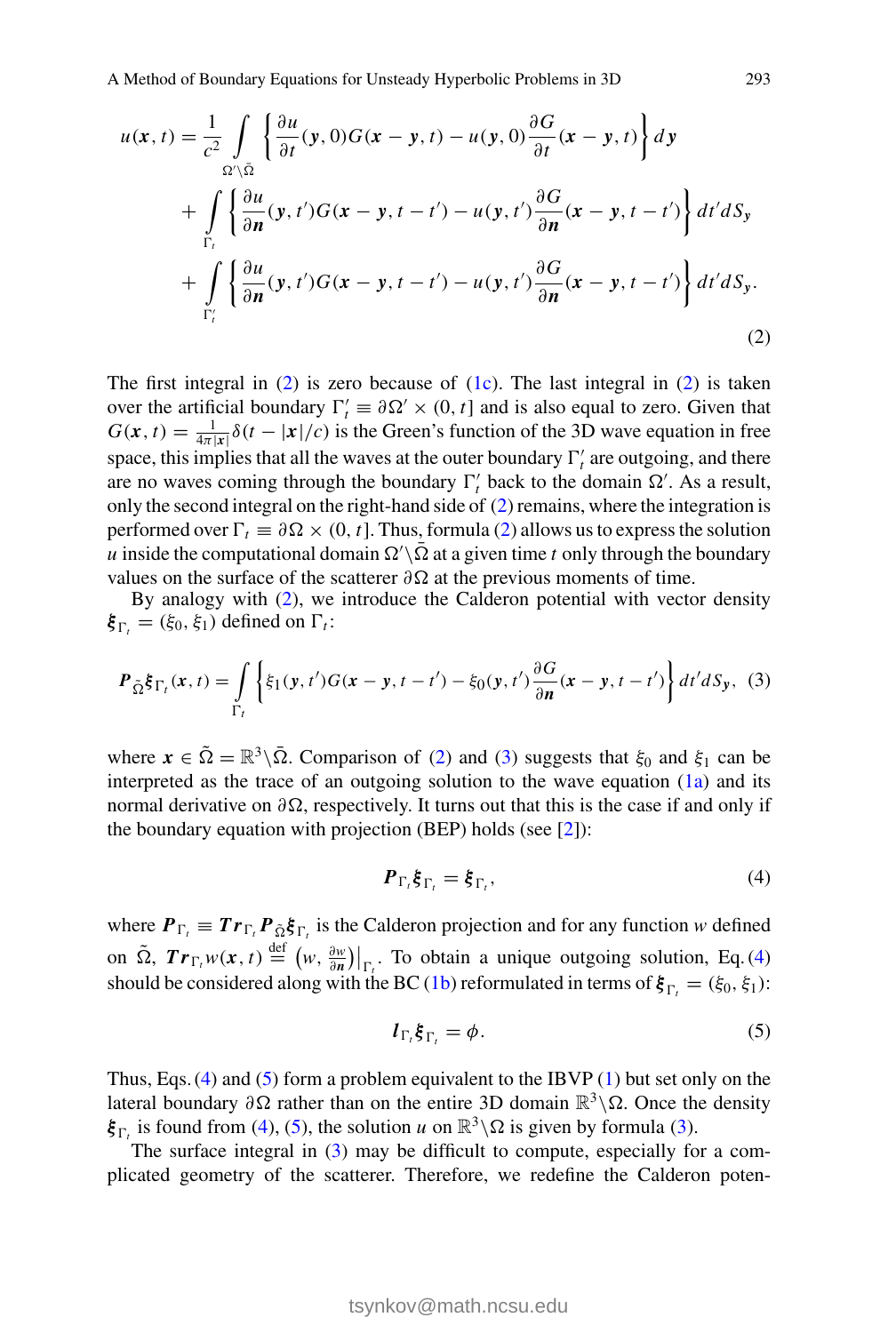$$u(\boldsymbol{x},t)=\frac{1}{c^2}\int\limits_{\Omega'\setminus\bar{\Omega}}\left\{\frac{\partial u}{\partial t}(\boldsymbol{y},0)G(\boldsymbol{x}-\boldsymbol{y},t)-u(\boldsymbol{y},0)\frac{\partial G}{\partial t}(\boldsymbol{x}-\boldsymbol{y},t)\right\}d\boldsymbol{y}$$
$$+\int\limits_{\Gamma_t}\left\{\frac{\partial u}{\partial \boldsymbol{n}}(\boldsymbol{y},t')G(\boldsymbol{x}-\boldsymbol{y},t-t')-u(\boldsymbol{y},t')\frac{\partial G}{\partial \boldsymbol{n}}(\boldsymbol{x}-\boldsymbol{y},t-t')\right\}dt'dS_{\boldsymbol{y}}$$
$$+\int\limits_{\Gamma'_t}\left\{\frac{\partial u}{\partial \boldsymbol{n}}(\boldsymbol{y},t')G(\boldsymbol{x}-\boldsymbol{y},t-t')-u(\boldsymbol{y},t')\frac{\partial G}{\partial \boldsymbol{n}}(\boldsymbol{x}-\boldsymbol{y},t-t')\right\}dt'dS_{\boldsymbol{y}}. \tag{2}$$

The first integral in (2) is zero because of (1c). The last integral in (2) is taken over the artificial boundary $\Gamma'_t \equiv \partial\Omega' \times (0,t]$ and is also equal to zero. Given that $G(\boldsymbol{x},t)=\frac{1}{4\pi|\boldsymbol{x}|}\delta(t-|\boldsymbol{x}|/c)$ is the Green's function of the 3D wave equation in free space, this implies that all the waves at the outer boundary $\Gamma'_t$ are outgoing, and there are no waves coming through the boundary $\Gamma'_t$ back to the domain $\Omega'$. As a result, only the second integral on the right-hand side of (2) remains, where the integration is performed over $\Gamma_t \equiv \partial\Omega \times (0,t]$. Thus, formula (2) allows us to express the solution $u$ inside the computational domain $\Omega'\setminus\bar{\Omega}$ at a given time $t$ only through the boundary values on the surface of the scatterer $\partial\Omega$ at the previous moments of time.

By analogy with (2), we introduce the Calderon potential with vector density $\boldsymbol{\xi}_{\Gamma_t}=(\xi_0,\xi_1)$ defined on $\Gamma_t$:

$$\boldsymbol{P}_{\tilde{\Omega}}\boldsymbol{\xi}_{\Gamma_t}(\boldsymbol{x},t)=\int\limits_{\Gamma_t}\left\{\xi_1(\boldsymbol{y},t')G(\boldsymbol{x}-\boldsymbol{y},t-t')-\xi_0(\boldsymbol{y},t')\frac{\partial G}{\partial \boldsymbol{n}}(\boldsymbol{x}-\boldsymbol{y},t-t')\right\}dt'dS_{\boldsymbol{y}}, \tag{3}$$

where $\boldsymbol{x}\in\tilde{\Omega}=\mathbb{R}^3\setminus\bar{\Omega}$. Comparison of (2) and (3) suggests that $\xi_0$ and $\xi_1$ can be interpreted as the trace of an outgoing solution to the wave equation (1a) and its normal derivative on $\partial\Omega$, respectively. It turns out that this is the case if and only if the boundary equation with projection (BEP) holds (see [2]):

$$\boldsymbol{P}_{\Gamma_t}\boldsymbol{\xi}_{\Gamma_t}=\boldsymbol{\xi}_{\Gamma_t}, \tag{4}$$

where $\boldsymbol{P}_{\Gamma_t}\equiv \boldsymbol{Tr}_{\Gamma_t}\boldsymbol{P}_{\tilde{\Omega}}\boldsymbol{\xi}_{\Gamma_t}$ is the Calderon projection and for any function $w$ defined on $\tilde{\Omega}$, $\boldsymbol{Tr}_{\Gamma_t}w(\boldsymbol{x},t)\stackrel{\text{def}}{=}\left(w,\frac{\partial w}{\partial \boldsymbol{n}}\right)\Big|_{\Gamma_t}$. To obtain a unique outgoing solution, Eq. (4) should be considered along with the BC (1b) reformulated in terms of $\boldsymbol{\xi}_{\Gamma_t}=(\xi_0,\xi_1)$:

$$\boldsymbol{l}_{\Gamma_t}\boldsymbol{\xi}_{\Gamma_t}=\phi. \tag{5}$$

Thus, Eqs. (4) and (5) form a problem equivalent to the IBVP (1) but set only on the lateral boundary $\partial\Omega$ rather than on the entire 3D domain $\mathbb{R}^3\setminus\Omega$. Once the density $\boldsymbol{\xi}_{\Gamma_t}$ is found from (4), (5), the solution $u$ on $\mathbb{R}^3\setminus\Omega$ is given by formula (3).

The surface integral in (3) may be difficult to compute, especially for a complicated geometry of the scatterer. Therefore, we redefine the Calderon poten-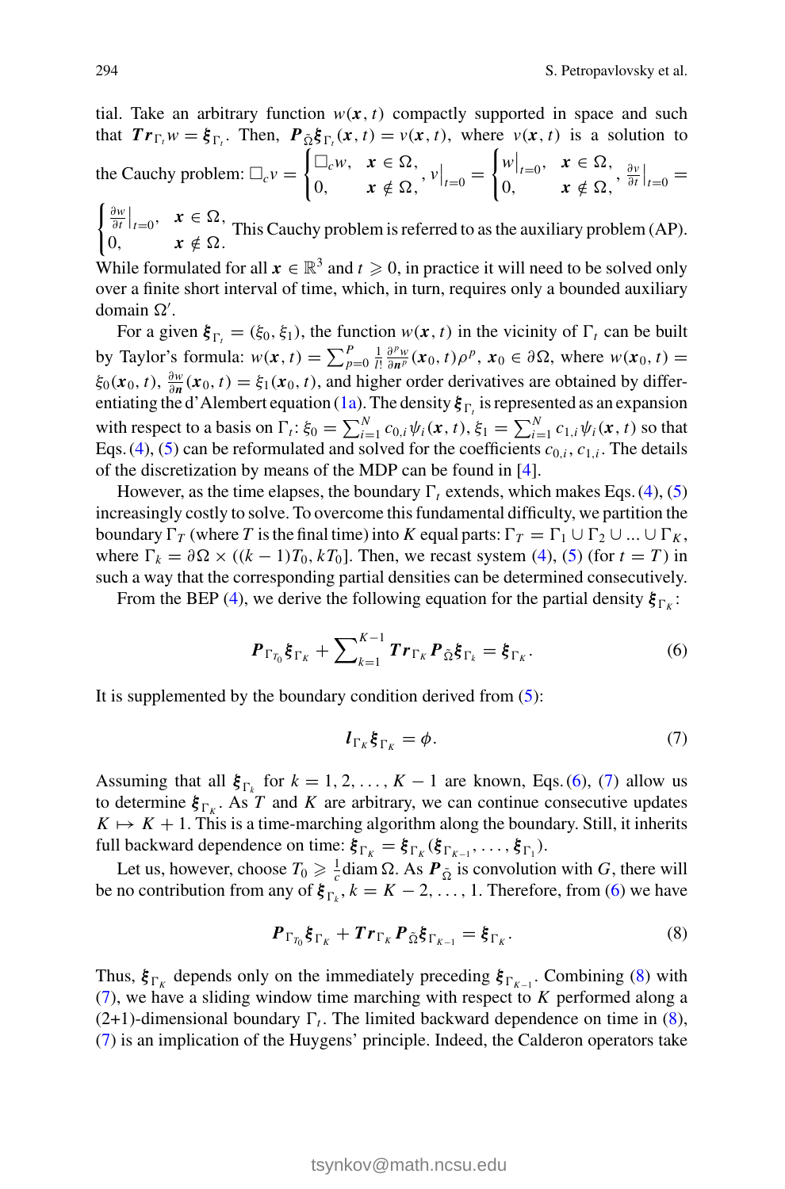tial. Take an arbitrary function $w(\boldsymbol{x}, t)$ compactly supported in space and such that $\boldsymbol{Tr}_{\Gamma_t} w = \boldsymbol{\xi}_{\Gamma_t}$. Then, $\boldsymbol{P}_{\tilde{\Omega}} \boldsymbol{\xi}_{\Gamma_t}(\boldsymbol{x}, t) = v(\boldsymbol{x}, t)$, where $v(\boldsymbol{x}, t)$ is a solution to the Cauchy problem: $\Box_c v = \begin{cases} \Box_c w, & \boldsymbol{x} \in \Omega, \\ 0, & \boldsymbol{x} \notin \Omega, \end{cases}$, $v\big|_{t=0} = \begin{cases} w\big|_{t=0}, & \boldsymbol{x} \in \Omega, \\ 0, & \boldsymbol{x} \notin \Omega, \end{cases}$, $\frac{\partial v}{\partial t}\big|_{t=0} = \begin{cases} \frac{\partial w}{\partial t}\big|_{t=0}, & \boldsymbol{x} \in \Omega, \\ 0, & \boldsymbol{x} \notin \Omega. \end{cases}$ This Cauchy problem is referred to as the auxiliary problem (AP). While formulated for all $\boldsymbol{x} \in \mathbb{R}^3$ and $t \geqslant 0$, in practice it will need to be solved only over a finite short interval of time, which, in turn, requires only a bounded auxiliary domain $\Omega'$.

For a given $\boldsymbol{\xi}_{\Gamma_t} = (\xi_0, \xi_1)$, the function $w(\boldsymbol{x}, t)$ in the vicinity of $\Gamma_t$ can be built by Taylor's formula: $w(\boldsymbol{x}, t) = \sum_{p=0}^{P} \frac{1}{l!} \frac{\partial^p w}{\partial \boldsymbol{n}^p}(\boldsymbol{x}_0, t) \rho^p$, $\boldsymbol{x}_0 \in \partial\Omega$, where $w(\boldsymbol{x}_0, t) = \xi_0(\boldsymbol{x}_0, t)$, $\frac{\partial w}{\partial \boldsymbol{n}}(\boldsymbol{x}_0, t) = \xi_1(\boldsymbol{x}_0, t)$, and higher order derivatives are obtained by differentiating the d'Alembert equation (1a). The density $\boldsymbol{\xi}_{\Gamma_t}$ is represented as an expansion with respect to a basis on $\Gamma_t$: $\xi_0 = \sum_{i=1}^{N} c_{0,i} \psi_i(\boldsymbol{x}, t)$, $\xi_1 = \sum_{i=1}^{N} c_{1,i} \psi_i(\boldsymbol{x}, t)$ so that Eqs. (4), (5) can be reformulated and solved for the coefficients $c_{0,i}, c_{1,i}$. The details of the discretization by means of the MDP can be found in [4].

However, as the time elapses, the boundary $\Gamma_t$ extends, which makes Eqs. (4), (5) increasingly costly to solve. To overcome this fundamental difficulty, we partition the boundary $\Gamma_T$ (where $T$ is the final time) into $K$ equal parts: $\Gamma_T = \Gamma_1 \cup \Gamma_2 \cup \ldots \cup \Gamma_K$, where $\Gamma_k = \partial\Omega \times ((k-1)T_0, kT_0]$. Then, we recast system (4), (5) (for $t = T$) in such a way that the corresponding partial densities can be determined consecutively.

From the BEP (4), we derive the following equation for the partial density $\boldsymbol{\xi}_{\Gamma_K}$:

$$\boldsymbol{P}_{\Gamma_{T_0}} \boldsymbol{\xi}_{\Gamma_K} + \sum_{k=1}^{K-1} \boldsymbol{Tr}_{\Gamma_K} \boldsymbol{P}_{\tilde{\Omega}} \boldsymbol{\xi}_{\Gamma_k} = \boldsymbol{\xi}_{\Gamma_K}. \tag{6}$$

It is supplemented by the boundary condition derived from (5):

$$\boldsymbol{l}_{\Gamma_K} \boldsymbol{\xi}_{\Gamma_K} = \phi. \tag{7}$$

Assuming that all $\boldsymbol{\xi}_{\Gamma_k}$ for $k = 1, 2, \ldots, K-1$ are known, Eqs. (6), (7) allow us to determine $\boldsymbol{\xi}_{\Gamma_K}$. As $T$ and $K$ are arbitrary, we can continue consecutive updates $K \mapsto K+1$. This is a time-marching algorithm along the boundary. Still, it inherits full backward dependence on time: $\boldsymbol{\xi}_{\Gamma_K} = \boldsymbol{\xi}_{\Gamma_K}(\boldsymbol{\xi}_{\Gamma_{K-1}}, \ldots, \boldsymbol{\xi}_{\Gamma_1})$.

Let us, however, choose $T_0 \geqslant \frac{1}{c} \operatorname{diam} \Omega$. As $\boldsymbol{P}_{\tilde{\Omega}}$ is convolution with $G$, there will be no contribution from any of $\boldsymbol{\xi}_{\Gamma_k}$, $k = K-2, \ldots, 1$. Therefore, from (6) we have

$$\boldsymbol{P}_{\Gamma_{T_0}} \boldsymbol{\xi}_{\Gamma_K} + \boldsymbol{Tr}_{\Gamma_K} \boldsymbol{P}_{\tilde{\Omega}} \boldsymbol{\xi}_{\Gamma_{K-1}} = \boldsymbol{\xi}_{\Gamma_K}. \tag{8}$$

Thus, $\boldsymbol{\xi}_{\Gamma_K}$ depends only on the immediately preceding $\boldsymbol{\xi}_{\Gamma_{K-1}}$. Combining (8) with (7), we have a sliding window time marching with respect to $K$ performed along a (2+1)-dimensional boundary $\Gamma_t$. The limited backward dependence on time in (8), (7) is an implication of the Huygens' principle. Indeed, the Calderon operators take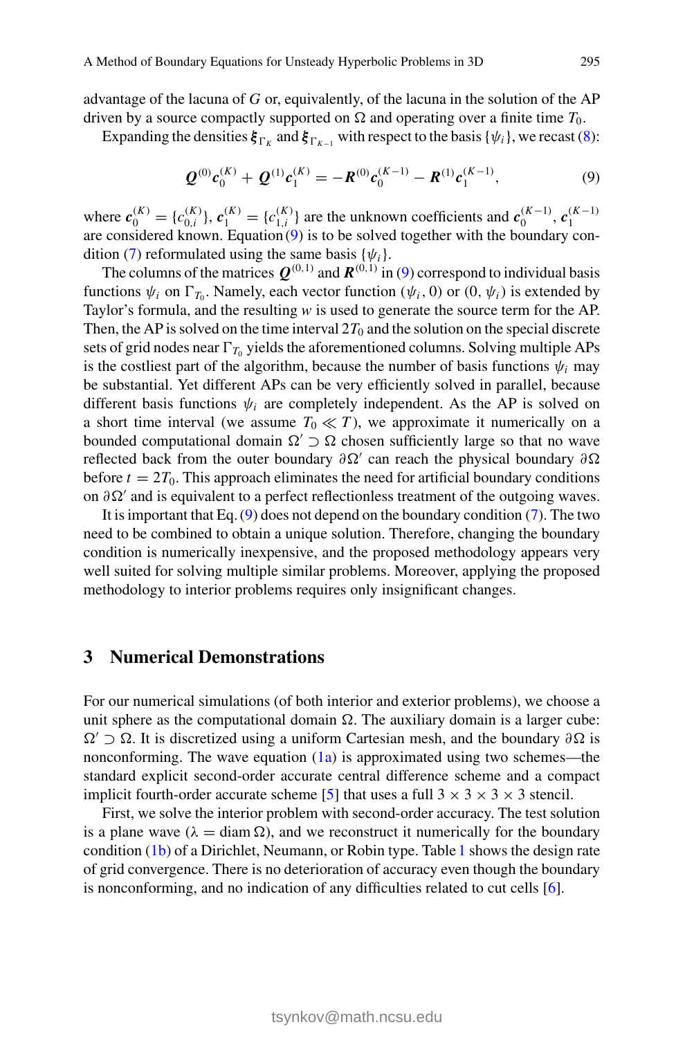advantage of the lacuna of $G$ or, equivalently, of the lacuna in the solution of the AP driven by a source compactly supported on $\Omega$ and operating over a finite time $T_0$.

Expanding the densities $\boldsymbol{\xi}_{\Gamma_K}$ and $\boldsymbol{\xi}_{\Gamma_{K-1}}$ with respect to the basis $\{\psi_i\}$, we recast (8):

$$
\boldsymbol{Q}^{(0)}\boldsymbol{c}_0^{(K)} + \boldsymbol{Q}^{(1)}\boldsymbol{c}_1^{(K)} = -\boldsymbol{R}^{(0)}\boldsymbol{c}_0^{(K-1)} - \boldsymbol{R}^{(1)}\boldsymbol{c}_1^{(K-1)}, \tag{9}
$$

where $\boldsymbol{c}_0^{(K)} = \{c_{0,i}^{(K)}\}$, $\boldsymbol{c}_1^{(K)} = \{c_{1,i}^{(K)}\}$ are the unknown coefficients and $\boldsymbol{c}_0^{(K-1)}$, $\boldsymbol{c}_1^{(K-1)}$ are considered known. Equation (9) is to be solved together with the boundary condition (7) reformulated using the same basis $\{\psi_i\}$.

The columns of the matrices $\boldsymbol{Q}^{(0,1)}$ and $\boldsymbol{R}^{(0,1)}$ in (9) correspond to individual basis functions $\psi_i$ on $\Gamma_{T_0}$. Namely, each vector function $(\psi_i, 0)$ or $(0, \psi_i)$ is extended by Taylor's formula, and the resulting $w$ is used to generate the source term for the AP. Then, the AP is solved on the time interval $2T_0$ and the solution on the special discrete sets of grid nodes near $\Gamma_{T_0}$ yields the aforementioned columns. Solving multiple APs is the costliest part of the algorithm, because the number of basis functions $\psi_i$ may be substantial. Yet different APs can be very efficiently solved in parallel, because different basis functions $\psi_i$ are completely independent. As the AP is solved on a short time interval (we assume $T_0 \ll T$), we approximate it numerically on a bounded computational domain $\Omega' \supset \Omega$ chosen sufficiently large so that no wave reflected back from the outer boundary $\partial\Omega'$ can reach the physical boundary $\partial\Omega$ before $t = 2T_0$. This approach eliminates the need for artificial boundary conditions on $\partial\Omega'$ and is equivalent to a perfect reflectionless treatment of the outgoing waves.

It is important that Eq. (9) does not depend on the boundary condition (7). The two need to be combined to obtain a unique solution. Therefore, changing the boundary condition is numerically inexpensive, and the proposed methodology appears very well suited for solving multiple similar problems. Moreover, applying the proposed methodology to interior problems requires only insignificant changes.

## 3 Numerical Demonstrations

For our numerical simulations (of both interior and exterior problems), we choose a unit sphere as the computational domain $\Omega$. The auxiliary domain is a larger cube: $\Omega' \supset \Omega$. It is discretized using a uniform Cartesian mesh, and the boundary $\partial\Omega$ is nonconforming. The wave equation (1a) is approximated using two schemes—the standard explicit second-order accurate central difference scheme and a compact implicit fourth-order accurate scheme [5] that uses a full $3 \times 3 \times 3 \times 3$ stencil.

First, we solve the interior problem with second-order accuracy. The test solution is a plane wave ($\lambda = \operatorname{diam}\Omega$), and we reconstruct it numerically for the boundary condition (1b) of a Dirichlet, Neumann, or Robin type. Table 1 shows the design rate of grid convergence. There is no deterioration of accuracy even though the boundary is nonconforming, and no indication of any difficulties related to cut cells [6].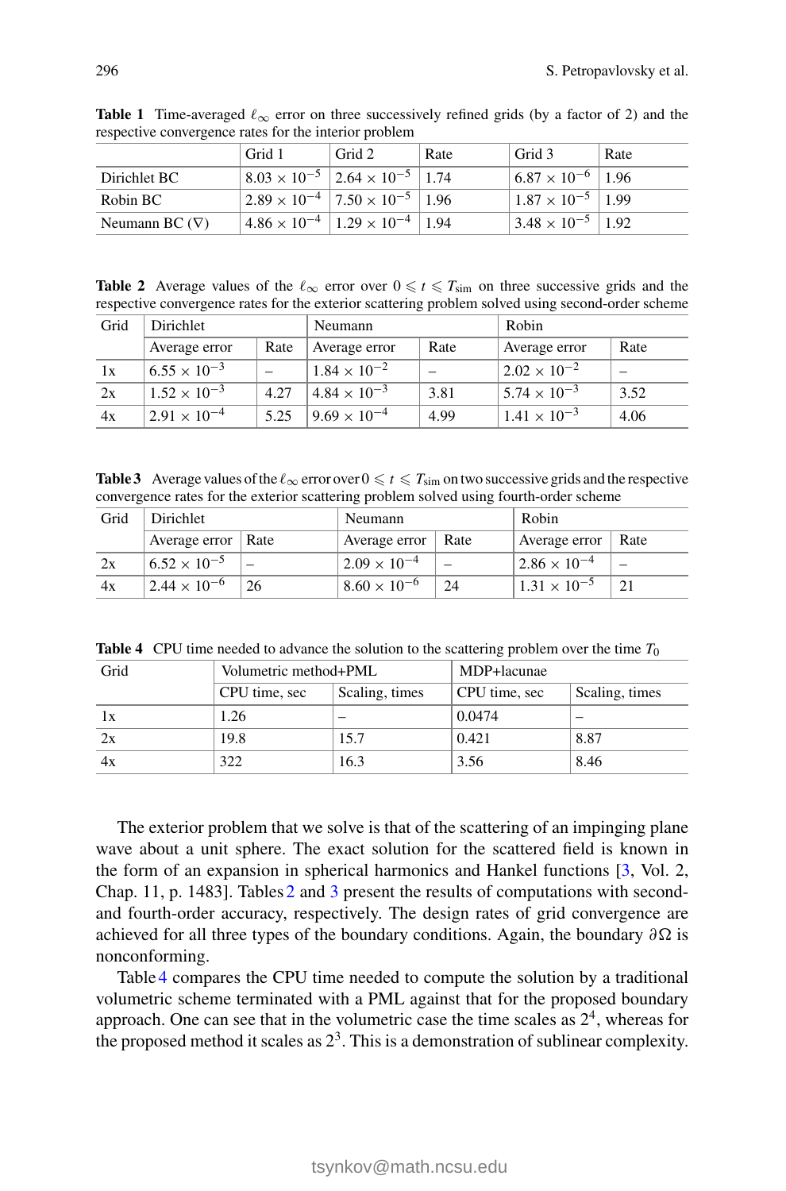**Table 1** Time-averaged $\ell_\infty$ error on three successively refined grids (by a factor of 2) and the respective convergence rates for the interior problem

| | Grid 1 | Grid 2 | Rate | Grid 3 | Rate |
|---|---|---|---|---|---|
| Dirichlet BC | $8.03 \times 10^{-5}$ | $2.64 \times 10^{-5}$ | 1.74 | $6.87 \times 10^{-6}$ | 1.96 |
| Robin BC | $2.89 \times 10^{-4}$ | $7.50 \times 10^{-5}$ | 1.96 | $1.87 \times 10^{-5}$ | 1.99 |
| Neumann BC ($\nabla$) | $4.86 \times 10^{-4}$ | $1.29 \times 10^{-4}$ | 1.94 | $3.48 \times 10^{-5}$ | 1.92 |

**Table 2** Average values of the $\ell_\infty$ error over $0 \leqslant t \leqslant T_{\text{sim}}$ on three successive grids and the respective convergence rates for the exterior scattering problem solved using second-order scheme

| Grid | Dirichlet | | Neumann | | Robin | |
|---|---|---|---|---|---|---|
| | Average error | Rate | Average error | Rate | Average error | Rate |
| 1x | $6.55 \times 10^{-3}$ | – | $1.84 \times 10^{-2}$ | – | $2.02 \times 10^{-2}$ | – |
| 2x | $1.52 \times 10^{-3}$ | 4.27 | $4.84 \times 10^{-3}$ | 3.81 | $5.74 \times 10^{-3}$ | 3.52 |
| 4x | $2.91 \times 10^{-4}$ | 5.25 | $9.69 \times 10^{-4}$ | 4.99 | $1.41 \times 10^{-3}$ | 4.06 |

**Table 3** Average values of the $\ell_\infty$ error over $0 \leqslant t \leqslant T_{\text{sim}}$ on two successive grids and the respective convergence rates for the exterior scattering problem solved using fourth-order scheme

| Grid | Dirichlet | | Neumann | | Robin | |
|---|---|---|---|---|---|---|
| | Average error | Rate | Average error | Rate | Average error | Rate |
| 2x | $6.52 \times 10^{-5}$ | – | $2.09 \times 10^{-4}$ | – | $2.86 \times 10^{-4}$ | – |
| 4x | $2.44 \times 10^{-6}$ | 26 | $8.60 \times 10^{-6}$ | 24 | $1.31 \times 10^{-5}$ | 21 |

**Table 4** CPU time needed to advance the solution to the scattering problem over the time $T_0$

| Grid | Volumetric method+PML | | MDP+lacunae | |
|---|---|---|---|---|
| | CPU time, sec | Scaling, times | CPU time, sec | Scaling, times |
| 1x | 1.26 | – | 0.0474 | – |
| 2x | 19.8 | 15.7 | 0.421 | 8.87 |
| 4x | 322 | 16.3 | 3.56 | 8.46 |

The exterior problem that we solve is that of the scattering of an impinging plane wave about a unit sphere. The exact solution for the scattered field is known in the form of an expansion in spherical harmonics and Hankel functions [3, Vol. 2, Chap. 11, p. 1483]. Tables 2 and 3 present the results of computations with second- and fourth-order accuracy, respectively. The design rates of grid convergence are achieved for all three types of the boundary conditions. Again, the boundary $\partial\Omega$ is nonconforming.

Table 4 compares the CPU time needed to compute the solution by a traditional volumetric scheme terminated with a PML against that for the proposed boundary approach. One can see that in the volumetric case the time scales as $2^4$, whereas for the proposed method it scales as $2^3$. This is a demonstration of sublinear complexity.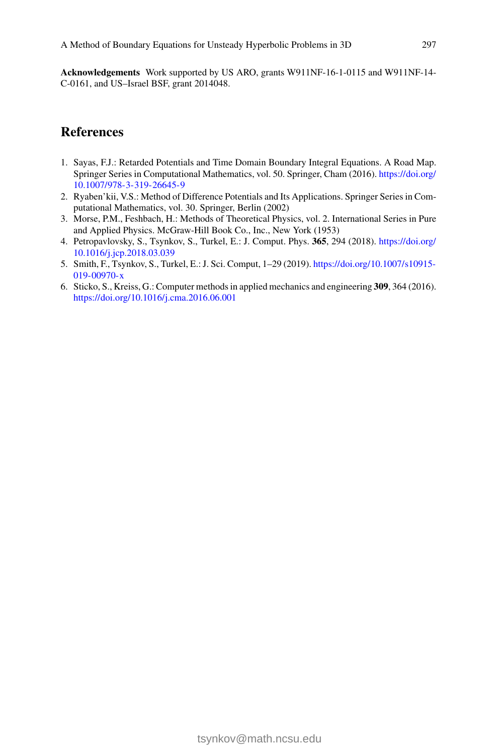**Acknowledgements** Work supported by US ARO, grants W911NF-16-1-0115 and W911NF-14-C-0161, and US–Israel BSF, grant 2014048.

## References

1. Sayas, F.J.: Retarded Potentials and Time Domain Boundary Integral Equations. A Road Map. Springer Series in Computational Mathematics, vol. 50. Springer, Cham (2016). https://doi.org/10.1007/978-3-319-26645-9
2. Ryaben'kii, V.S.: Method of Difference Potentials and Its Applications. Springer Series in Computational Mathematics, vol. 30. Springer, Berlin (2002)
3. Morse, P.M., Feshbach, H.: Methods of Theoretical Physics, vol. 2. International Series in Pure and Applied Physics. McGraw-Hill Book Co., Inc., New York (1953)
4. Petropavlovsky, S., Tsynkov, S., Turkel, E.: J. Comput. Phys. **365**, 294 (2018). https://doi.org/10.1016/j.jcp.2018.03.039
5. Smith, F., Tsynkov, S., Turkel, E.: J. Sci. Comput, 1–29 (2019). https://doi.org/10.1007/s10915-019-00970-x
6. Sticko, S., Kreiss, G.: Computer methods in applied mechanics and engineering **309**, 364 (2016). https://doi.org/10.1016/j.cma.2016.06.001

tsynkov@math.ncsu.edu